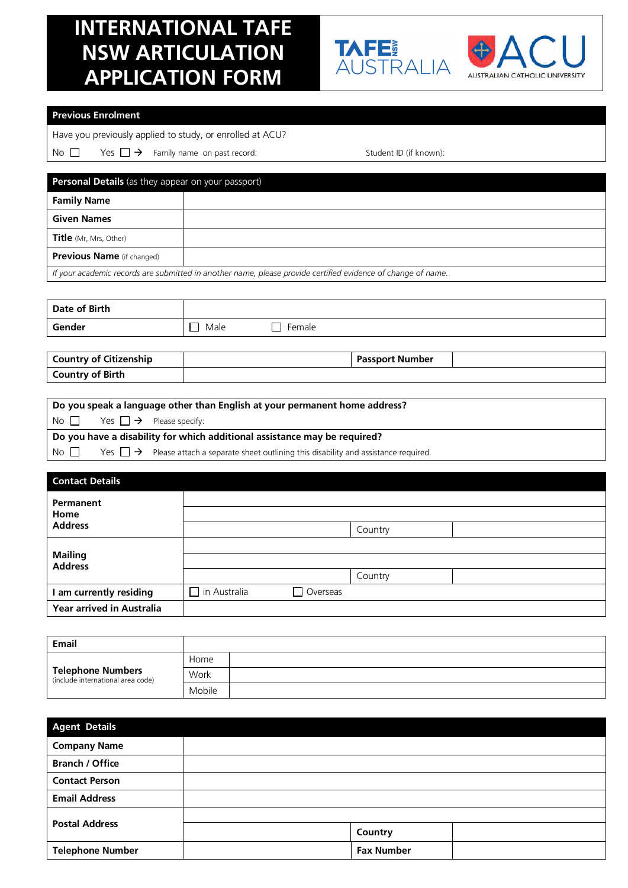# INTERNATIONAL TAFE NSW ARTICULATION APPLICATION FORM

TAFE NSW AUSTRALIA

ACU AUSTRALIAN CATHOLIC UNIVERSITY

## Previous Enrolment

Have you previously applied to study, or enrolled at ACU?

No ☐ Yes ☐ → Family name on past record: Student ID (if known):

## Personal Details (as they appear on your passport)

| | |
|---|---|
| **Family Name** | |
| **Given Names** | |
| **Title** (Mr, Mrs, Other) | |
| **Previous Name** (if changed) | |

*If your academic records are submitted in another name, please provide certified evidence of change of name.*

| | |
|---|---|
| **Date of Birth** | |
| **Gender** | ☐ Male ☐ Female |

| | | | |
|---|---|---|---|
| **Country of Citizenship** | | **Passport Number** | |
| **Country of Birth** | | | |

**Do you speak a language other than English at your permanent home address?**

No ☐ Yes ☐ → Please specify:

**Do you have a disability for which additional assistance may be required?**

No ☐ Yes ☐ → Please attach a separate sheet outlining this disability and assistance required.

## Contact Details

| | | | |
|---|---|---|---|
| **Permanent Home Address** | | | |
| | | | |
| | | Country | |
| **Mailing Address** | | | |
| | | | |
| | | Country | |
| **I am currently residing** | ☐ in Australia ☐ Overseas | | |
| **Year arrived in Australia** | | | |

| | | |
|---|---|---|
| **Email** | | |
| **Telephone Numbers** (include international area code) | Home | |
| | Work | |
| | Mobile | |

## Agent Details

| | | | |
|---|---|---|---|
| **Company Name** | | | |
| **Branch / Office** | | | |
| **Contact Person** | | | |
| **Email Address** | | | |
| **Postal Address** | | | |
| | | **Country** | |
| **Telephone Number** | | **Fax Number** | |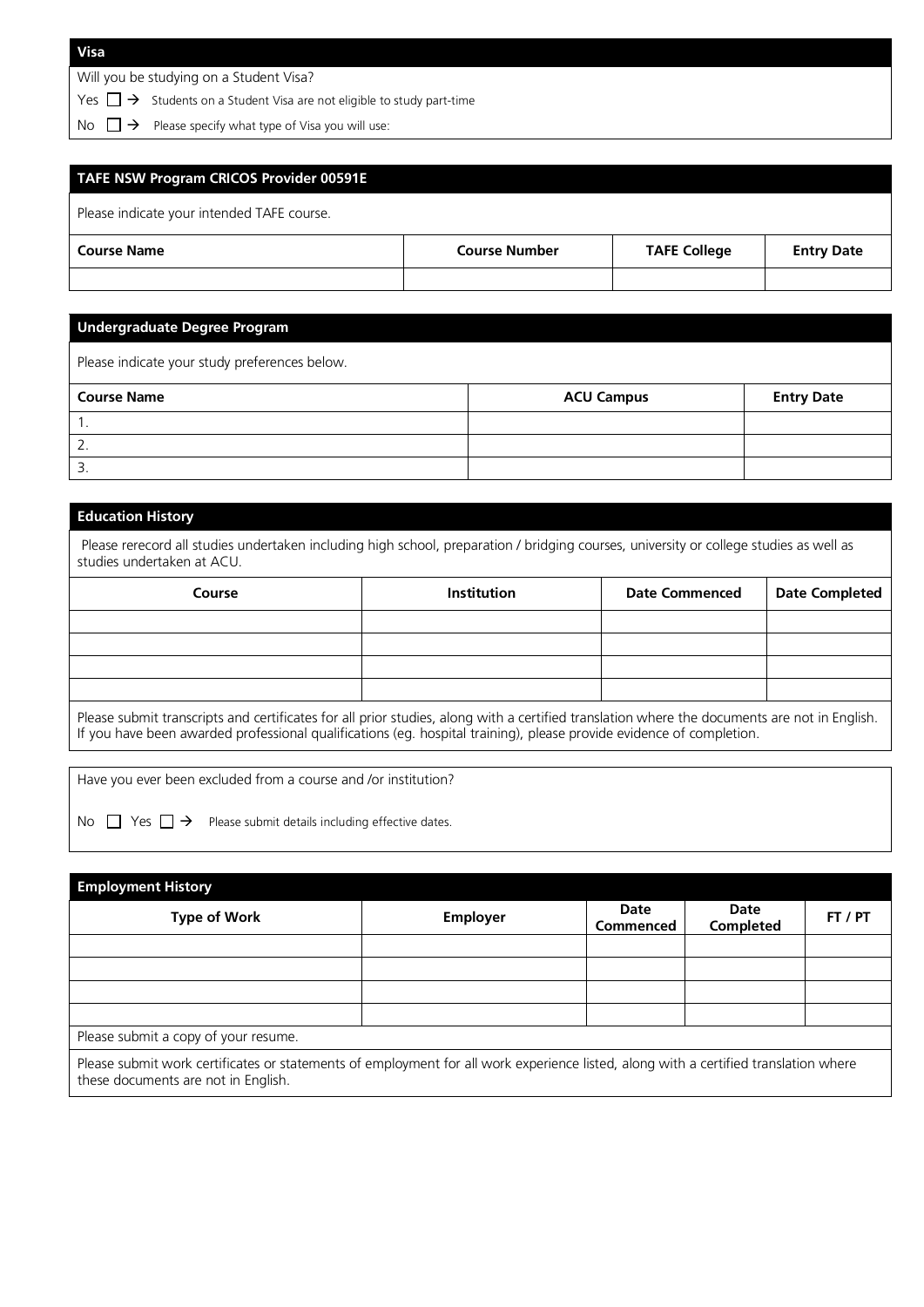## Visa

Will you be studying on a Student Visa?

Yes ☐ → Students on a Student Visa are not eligible to study part-time

No ☐ → Please specify what type of Visa you will use:

## TAFE NSW Program CRICOS Provider 00591E

Please indicate your intended TAFE course.

| Course Name | Course Number | TAFE College | Entry Date |
|---|---|---|---|
| | | | |

## Undergraduate Degree Program

Please indicate your study preferences below.

| Course Name | ACU Campus | Entry Date |
|---|---|---|
| 1. | | |
| 2. | | |
| 3. | | |

## Education History

Please rerecord all studies undertaken including high school, preparation / bridging courses, university or college studies as well as studies undertaken at ACU.

| Course | Institution | Date Commenced | Date Completed |
|---|---|---|---|
| | | | |
| | | | |
| | | | |
| | | | |

Please submit transcripts and certificates for all prior studies, along with a certified translation where the documents are not in English. If you have been awarded professional qualifications (eg. hospital training), please provide evidence of completion.

Have you ever been excluded from a course and /or institution?

No ☐ Yes ☐ → Please submit details including effective dates.

## Employment History

| Type of Work | Employer | Date Commenced | Date Completed | FT / PT |
|---|---|---|---|---|
| | | | | |
| | | | | |
| | | | | |
| | | | | |

Please submit a copy of your resume.

Please submit work certificates or statements of employment for all work experience listed, along with a certified translation where these documents are not in English.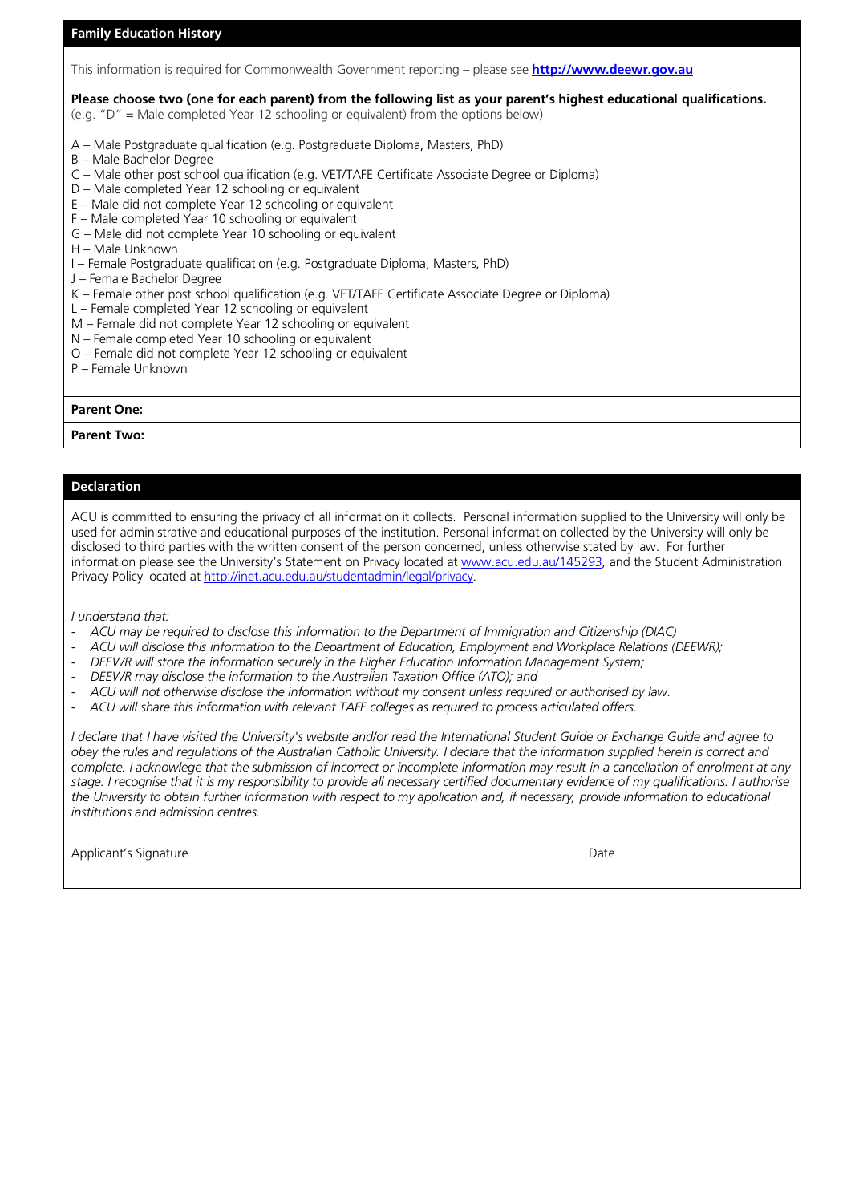## Family Education History

This information is required for Commonwealth Government reporting – please see **http://www.deewr.gov.au**

**Please choose two (one for each parent) from the following list as your parent's highest educational qualifications.**
(e.g. "D" = Male completed Year 12 schooling or equivalent) from the options below)

A – Male Postgraduate qualification (e.g. Postgraduate Diploma, Masters, PhD)
B – Male Bachelor Degree
C – Male other post school qualification (e.g. VET/TAFE Certificate Associate Degree or Diploma)
D – Male completed Year 12 schooling or equivalent
E – Male did not complete Year 12 schooling or equivalent
F – Male completed Year 10 schooling or equivalent
G – Male did not complete Year 10 schooling or equivalent
H – Male Unknown
I – Female Postgraduate qualification (e.g. Postgraduate Diploma, Masters, PhD)
J – Female Bachelor Degree
K – Female other post school qualification (e.g. VET/TAFE Certificate Associate Degree or Diploma)
L – Female completed Year 12 schooling or equivalent
M – Female did not complete Year 12 schooling or equivalent
N – Female completed Year 10 schooling or equivalent
O – Female did not complete Year 12 schooling or equivalent
P – Female Unknown

**Parent One:**

**Parent Two:**

## Declaration

ACU is committed to ensuring the privacy of all information it collects. Personal information supplied to the University will only be used for administrative and educational purposes of the institution. Personal information collected by the University will only be disclosed to third parties with the written consent of the person concerned, unless otherwise stated by law. For further information please see the University's Statement on Privacy located at www.acu.edu.au/145293, and the Student Administration Privacy Policy located at http://inet.acu.edu.au/studentadmin/legal/privacy.

*I understand that:*

- *ACU may be required to disclose this information to the Department of Immigration and Citizenship (DIAC)*
- *ACU will disclose this information to the Department of Education, Employment and Workplace Relations (DEEWR);*
- *DEEWR will store the information securely in the Higher Education Information Management System;*
- *DEEWR may disclose the information to the Australian Taxation Office (ATO); and*
- *ACU will not otherwise disclose the information without my consent unless required or authorised by law.*
- *ACU will share this information with relevant TAFE colleges as required to process articulated offers.*

*I declare that I have visited the University's website and/or read the International Student Guide or Exchange Guide and agree to obey the rules and regulations of the Australian Catholic University. I declare that the information supplied herein is correct and complete. I acknowledge that the submission of incorrect or incomplete information may result in a cancellation of enrolment at any stage. I recognise that it is my responsibility to provide all necessary certified documentary evidence of my qualifications. I authorise the University to obtain further information with respect to my application and, if necessary, provide information to educational institutions and admission centres.*

Applicant's Signature

Date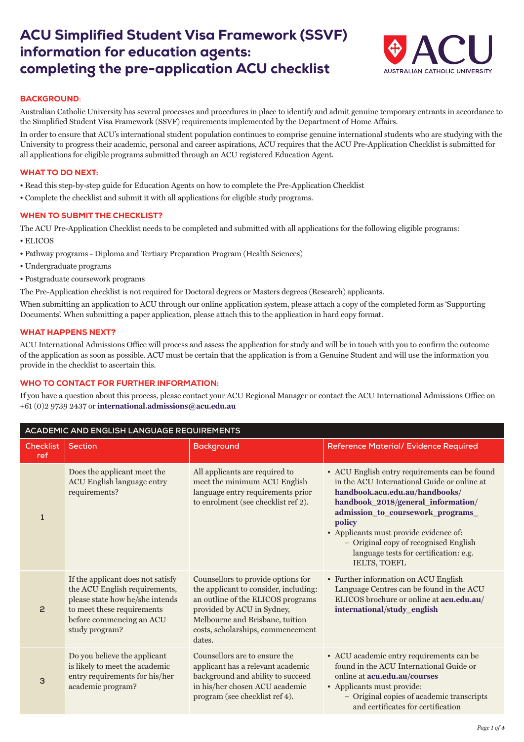# ACU Simplified Student Visa Framework (SSVF) information for education agents: completing the pre-application ACU checklist

## BACKGROUND:

Australian Catholic University has several processes and procedures in place to identify and admit genuine temporary entrants in accordance to the Simplified Student Visa Framework (SSVF) requirements implemented by the Department of Home Affairs.

In order to ensure that ACU's international student population continues to comprise genuine international students who are studying with the University to progress their academic, personal and career aspirations, ACU requires that the ACU Pre-Application Checklist is submitted for all applications for eligible programs submitted through an ACU registered Education Agent.

## WHAT TO DO NEXT:

- Read this step-by-step guide for Education Agents on how to complete the Pre-Application Checklist
- Complete the checklist and submit it with all applications for eligible study programs.

## WHEN TO SUBMIT THE CHECKLIST?

The ACU Pre-Application Checklist needs to be completed and submitted with all applications for the following eligible programs:

- ELICOS
- Pathway programs - Diploma and Tertiary Preparation Program (Health Sciences)
- Undergraduate programs
- Postgraduate coursework programs

The Pre-Application checklist is not required for Doctoral degrees or Masters degrees (Research) applicants.

When submitting an application to ACU through our online application system, please attach a copy of the completed form as 'Supporting Documents'. When submitting a paper application, please attach this to the application in hard copy format.

## WHAT HAPPENS NEXT?

ACU International Admissions Office will process and assess the application for study and will be in touch with you to confirm the outcome of the application as soon as possible. ACU must be certain that the application is from a Genuine Student and will use the information you provide in the checklist to ascertain this.

## WHO TO CONTACT FOR FURTHER INFORMATION:

If you have a question about this process, please contact your ACU Regional Manager or contact the ACU International Admissions Office on +61 (0)2 9739 2437 or **international.admissions@acu.edu.au**

## ACADEMIC AND ENGLISH LANGUAGE REQUIREMENTS

| Checklist ref | Section | Background | Reference Material/ Evidence Required |
|---|---|---|---|
| 1 | Does the applicant meet the ACU English language entry requirements? | All applicants are required to meet the minimum ACU English language entry requirements prior to enrolment (see checklist ref 2). | • ACU English entry requirements can be found in the ACU International Guide or online at **handbook.acu.edu.au/handbooks/handbook_2018/general_information/admission_to_coursework_programs_policy**<br>• Applicants must provide evidence of:<br>– Original copy of recognised English language tests for certification: e.g. IELTS, TOEFL |
| 2 | If the applicant does not satisfy the ACU English requirements, please state how he/she intends to meet these requirements before commencing an ACU study program? | Counsellors to provide options for the applicant to consider, including: an outline of the ELICOS programs provided by ACU in Sydney, Melbourne and Brisbane, tuition costs, scholarships, commencement dates. | • Further information on ACU English Language Centres can be found in the ACU ELICOS brochure or online at **acu.edu.au/international/study_english** |
| 3 | Do you believe the applicant is likely to meet the academic entry requirements for his/her academic program? | Counsellors are to ensure the applicant has a relevant academic background and ability to succeed in his/her chosen ACU academic program (see checklist ref 4). | • ACU academic entry requirements can be found in the ACU International Guide or online at **acu.edu.au/courses**<br>• Applicants must provide:<br>– Original copies of academic transcripts and certificates for certification |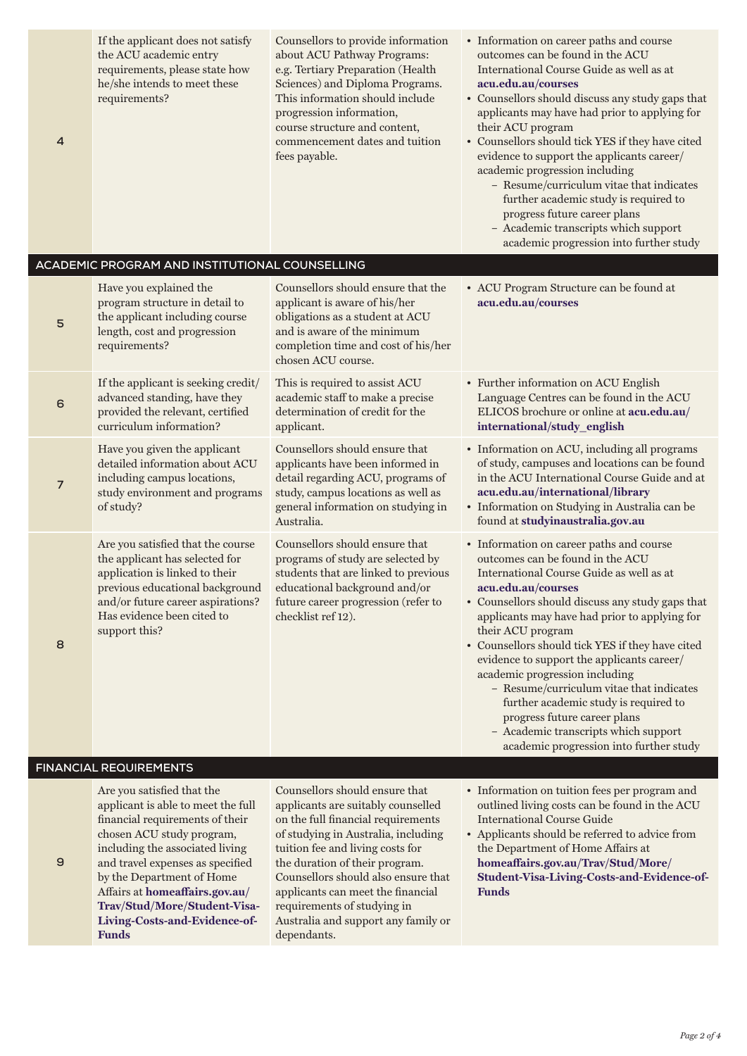| | | | |
|---|---|---|---|
| 4 | If the applicant does not satisfy the ACU academic entry requirements, please state how he/she intends to meet these requirements? | Counsellors to provide information about ACU Pathway Programs: e.g. Tertiary Preparation (Health Sciences) and Diploma Programs. This information should include progression information, course structure and content, commencement dates and tuition fees payable. | • Information on career paths and course outcomes can be found in the ACU International Course Guide as well as at **acu.edu.au/courses**<br>• Counsellors should discuss any study gaps that applicants may have had prior to applying for their ACU program<br>• Counsellors should tick YES if they have cited evidence to support the applicants career/ academic progression including<br>– Resume/curriculum vitae that indicates further academic study is required to progress future career plans<br>– Academic transcripts which support academic progression into further study |
| **ACADEMIC PROGRAM AND INSTITUTIONAL COUNSELLING** | | | |
| 5 | Have you explained the program structure in detail to the applicant including course length, cost and progression requirements? | Counsellors should ensure that the applicant is aware of his/her obligations as a student at ACU and is aware of the minimum completion time and cost of his/her chosen ACU course. | • ACU Program Structure can be found at **acu.edu.au/courses** |
| 6 | If the applicant is seeking credit/ advanced standing, have they provided the relevant, certified curriculum information? | This is required to assist ACU academic staff to make a precise determination of credit for the applicant. | • Further information on ACU English Language Centres can be found in the ACU ELICOS brochure or online at **acu.edu.au/international/study_english** |
| 7 | Have you given the applicant detailed information about ACU including campus locations, study environment and programs of study? | Counsellors should ensure that applicants have been informed in detail regarding ACU, programs of study, campus locations as well as general information on studying in Australia. | • Information on ACU, including all programs of study, campuses and locations can be found in the ACU International Course Guide and at **acu.edu.au/international/library**<br>• Information on Studying in Australia can be found at **studyinaustralia.gov.au** |
| 8 | Are you satisfied that the course the applicant has selected for application is linked to their previous educational background and/or future career aspirations? Has evidence been cited to support this? | Counsellors should ensure that programs of study are selected by students that are linked to previous educational background and/or future career progression (refer to checklist ref 12). | • Information on career paths and course outcomes can be found in the ACU International Course Guide as well as at **acu.edu.au/courses**<br>• Counsellors should discuss any study gaps that applicants may have had prior to applying for their ACU program<br>• Counsellors should tick YES if they have cited evidence to support the applicants career/ academic progression including<br>– Resume/curriculum vitae that indicates further academic study is required to progress future career plans<br>– Academic transcripts which support academic progression into further study |
| **FINANCIAL REQUIREMENTS** | | | |
| 9 | Are you satisfied that the applicant is able to meet the full financial requirements of their chosen ACU study program, including the associated living and travel expenses as specified by the Department of Home Affairs at **homeaffairs.gov.au/Trav/Stud/More/Student-Visa-Living-Costs-and-Evidence-of-Funds** | Counsellors should ensure that applicants are suitably counselled on the full financial requirements of studying in Australia, including tuition fee and living costs for the duration of their program. Counsellors should also ensure that applicants can meet the financial requirements of studying in Australia and support any family or dependants. | • Information on tuition fees per program and outlined living costs can be found in the ACU International Course Guide<br>• Applicants should be referred to advice from the Department of Home Affairs at **homeaffairs.gov.au/Trav/Stud/More/Student-Visa-Living-Costs-and-Evidence-of-Funds** |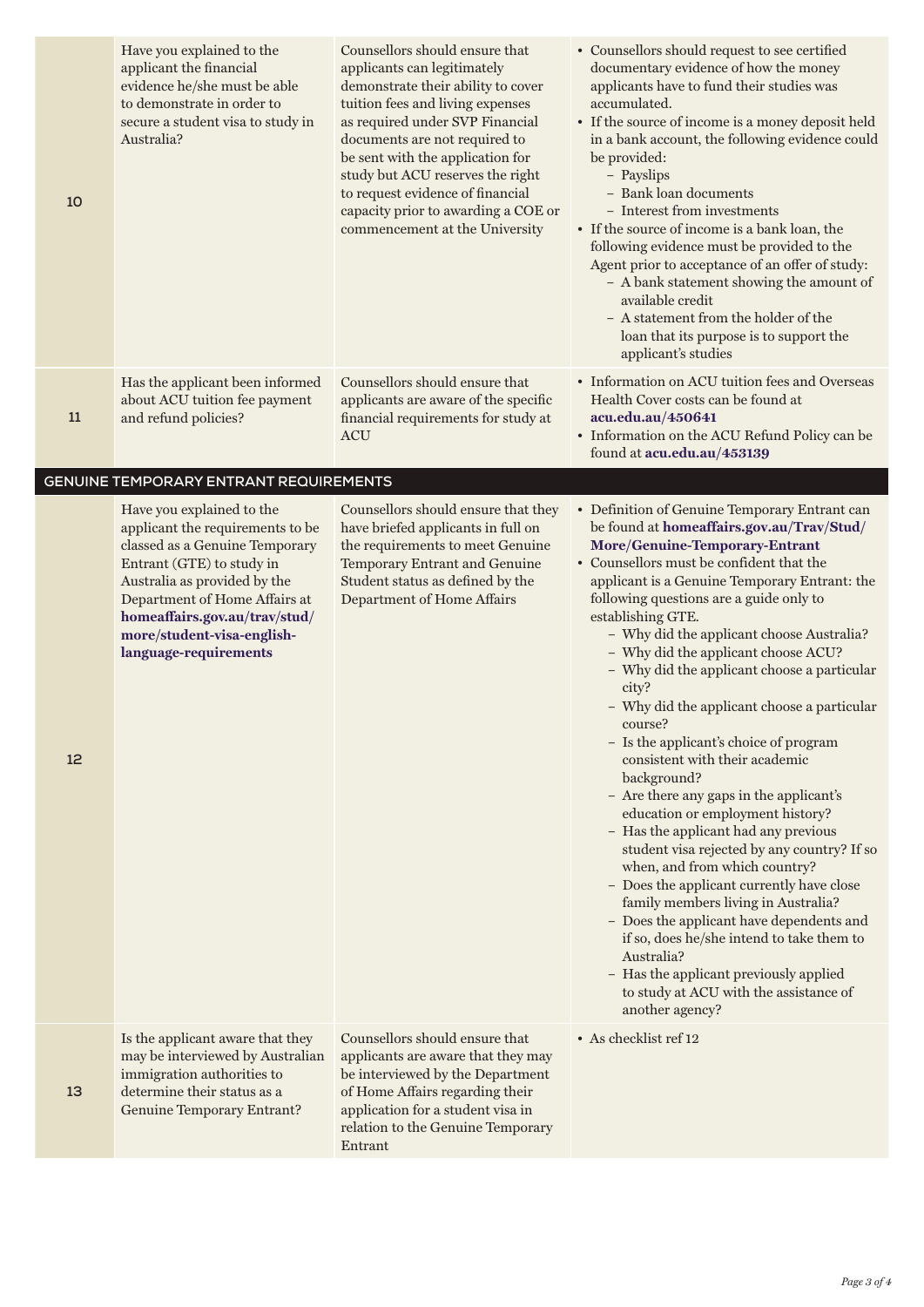| | | | |
|---|---|---|---|
| 10 | Have you explained to the applicant the financial evidence he/she must be able to demonstrate in order to secure a student visa to study in Australia? | Counsellors should ensure that applicants can legitimately demonstrate their ability to cover tuition fees and living expenses as required under SVP Financial documents are not required to be sent with the application for study but ACU reserves the right to request evidence of financial capacity prior to awarding a COE or commencement at the University | • Counsellors should request to see certified documentary evidence of how the money applicants have to fund their studies was accumulated.<br>• If the source of income is a money deposit held in a bank account, the following evidence could be provided:<br>– Payslips<br>– Bank loan documents<br>– Interest from investments<br>• If the source of income is a bank loan, the following evidence must be provided to the Agent prior to acceptance of an offer of study:<br>– A bank statement showing the amount of available credit<br>– A statement from the holder of the loan that its purpose is to support the applicant's studies |
| 11 | Has the applicant been informed about ACU tuition fee payment and refund policies? | Counsellors should ensure that applicants are aware of the specific financial requirements for study at ACU | • Information on ACU tuition fees and Overseas Health Cover costs can be found at **acu.edu.au/450641**<br>• Information on the ACU Refund Policy can be found at **acu.edu.au/453139** |
| **GENUINE TEMPORARY ENTRANT REQUIREMENTS** | | | |
| 12 | Have you explained to the applicant the requirements to be classed as a Genuine Temporary Entrant (GTE) to study in Australia as provided by the Department of Home Affairs at **homeaffairs.gov.au/trav/stud/more/student-visa-english-language-requirements** | Counsellors should ensure that they have briefed applicants in full on the requirements to meet Genuine Temporary Entrant and Genuine Student status as defined by the Department of Home Affairs | • Definition of Genuine Temporary Entrant can be found at **homeaffairs.gov.au/Trav/Stud/More/Genuine-Temporary-Entrant**<br>• Counsellors must be confident that the applicant is a Genuine Temporary Entrant: the following questions are a guide only to establishing GTE.<br>– Why did the applicant choose Australia?<br>– Why did the applicant choose ACU?<br>– Why did the applicant choose a particular city?<br>– Why did the applicant choose a particular course?<br>– Is the applicant's choice of program consistent with their academic background?<br>– Are there any gaps in the applicant's education or employment history?<br>– Has the applicant had any previous student visa rejected by any country? If so when, and from which country?<br>– Does the applicant currently have close family members living in Australia?<br>– Does the applicant have dependents and if so, does he/she intend to take them to Australia?<br>– Has the applicant previously applied to study at ACU with the assistance of another agency? |
| 13 | Is the applicant aware that they may be interviewed by Australian immigration authorities to determine their status as a Genuine Temporary Entrant? | Counsellors should ensure that applicants are aware that they may be interviewed by the Department of Home Affairs regarding their application for a student visa in relation to the Genuine Temporary Entrant | • As checklist ref 12 |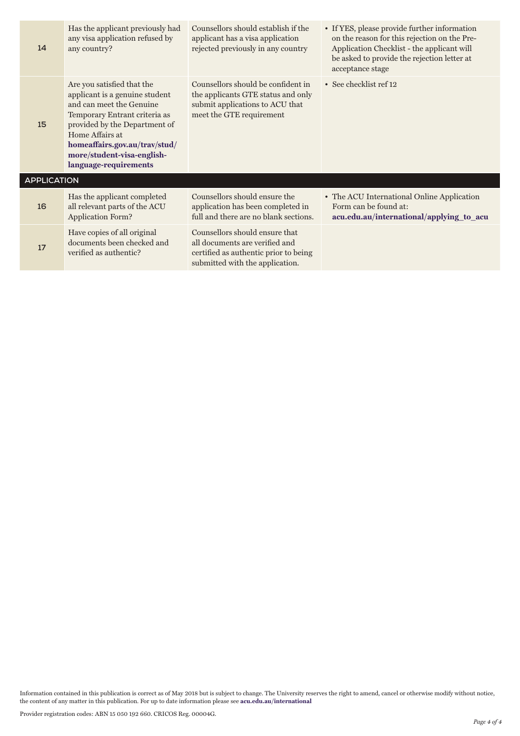| | | | |
|---|---|---|---|
| 14 | Has the applicant previously had any visa application refused by any country? | Counsellors should establish if the applicant has a visa application rejected previously in any country | • If YES, please provide further information on the reason for this rejection on the Pre-Application Checklist - the applicant will be asked to provide the rejection letter at acceptance stage |
| 15 | Are you satisfied that the applicant is a genuine student and can meet the Genuine Temporary Entrant criteria as provided by the Department of Home Affairs at **homeaffairs.gov.au/trav/stud/more/student-visa-english-language-requirements** | Counsellors should be confident in the applicants GTE status and only submit applications to ACU that meet the GTE requirement | • See checklist ref 12 |
| **APPLICATION** | | | |
| 16 | Has the applicant completed all relevant parts of the ACU Application Form? | Counsellors should ensure the application has been completed in full and there are no blank sections. | • The ACU International Online Application Form can be found at: **acu.edu.au/international/applying_to_acu** |
| 17 | Have copies of all original documents been checked and verified as authentic? | Counsellors should ensure that all documents are verified and certified as authentic prior to being submitted with the application. | |

Information contained in this publication is correct as of May 2018 but is subject to change. The University reserves the right to amend, cancel or otherwise modify without notice, the content of any matter in this publication. For up to date information please see **acu.edu.au/international**

Provider registration codes: ABN 15 050 192 660. CRICOS Reg. 00004G.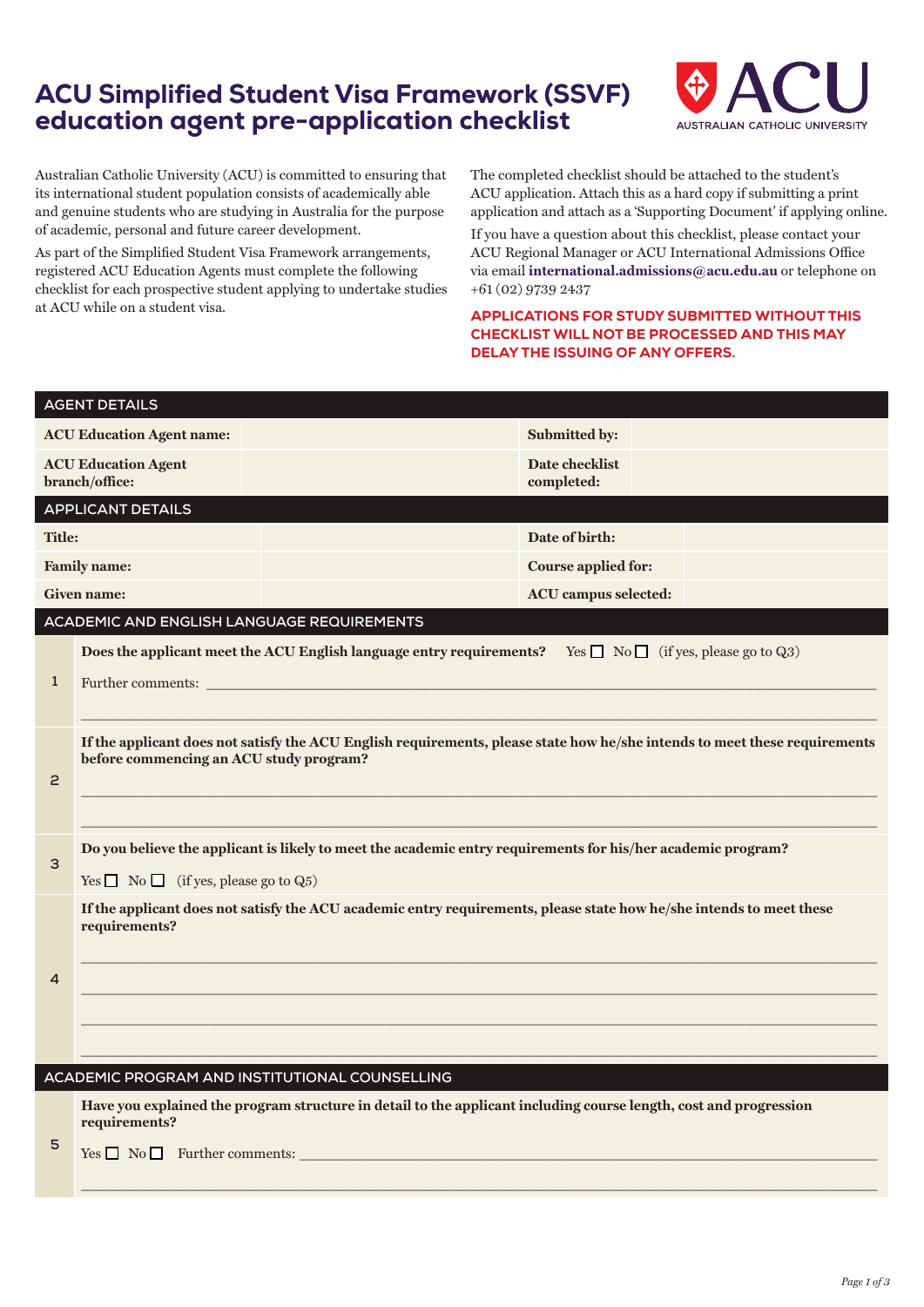# ACU Simplified Student Visa Framework (SSVF) education agent pre-application checklist

ACU AUSTRALIAN CATHOLIC UNIVERSITY

Australian Catholic University (ACU) is committed to ensuring that its international student population consists of academically able and genuine students who are studying in Australia for the purpose of academic, personal and future career development.

As part of the Simplified Student Visa Framework arrangements, registered ACU Education Agents must complete the following checklist for each prospective student applying to undertake studies at ACU while on a student visa.

The completed checklist should be attached to the student's ACU application. Attach this as a hard copy if submitting a print application and attach as a 'Supporting Document' if applying online.

If you have a question about this checklist, please contact your ACU Regional Manager or ACU International Admissions Office via email **international.admissions@acu.edu.au** or telephone on +61 (02) 9739 2437

**APPLICATIONS FOR STUDY SUBMITTED WITHOUT THIS CHECKLIST WILL NOT BE PROCESSED AND THIS MAY DELAY THE ISSUING OF ANY OFFERS.**

## AGENT DETAILS

| | | | |
|---|---|---|---|
| **ACU Education Agent name:** | | **Submitted by:** | |
| **ACU Education Agent branch/office:** | | **Date checklist completed:** | |

## APPLICANT DETAILS

| | | | |
|---|---|---|---|
| **Title:** | | **Date of birth:** | |
| **Family name:** | | **Course applied for:** | |
| **Given name:** | | **ACU campus selected:** | |

## ACADEMIC AND ENGLISH LANGUAGE REQUIREMENTS

**1** **Does the applicant meet the ACU English language entry requirements?** Yes ☐ No ☐ (if yes, please go to Q3)

Further comments: ______________________________________________

______________________________________________

**2** **If the applicant does not satisfy the ACU English requirements, please state how he/she intends to meet these requirements before commencing an ACU study program?**

______________________________________________

______________________________________________

**3** **Do you believe the applicant is likely to meet the academic entry requirements for his/her academic program?**

Yes ☐ No ☐ (if yes, please go to Q5)

**4** **If the applicant does not satisfy the ACU academic entry requirements, please state how he/she intends to meet these requirements?**

______________________________________________

______________________________________________

______________________________________________

______________________________________________

## ACADEMIC PROGRAM AND INSTITUTIONAL COUNSELLING

**5** **Have you explained the program structure in detail to the applicant including course length, cost and progression requirements?**

Yes ☐ No ☐ Further comments: ______________________________________________

______________________________________________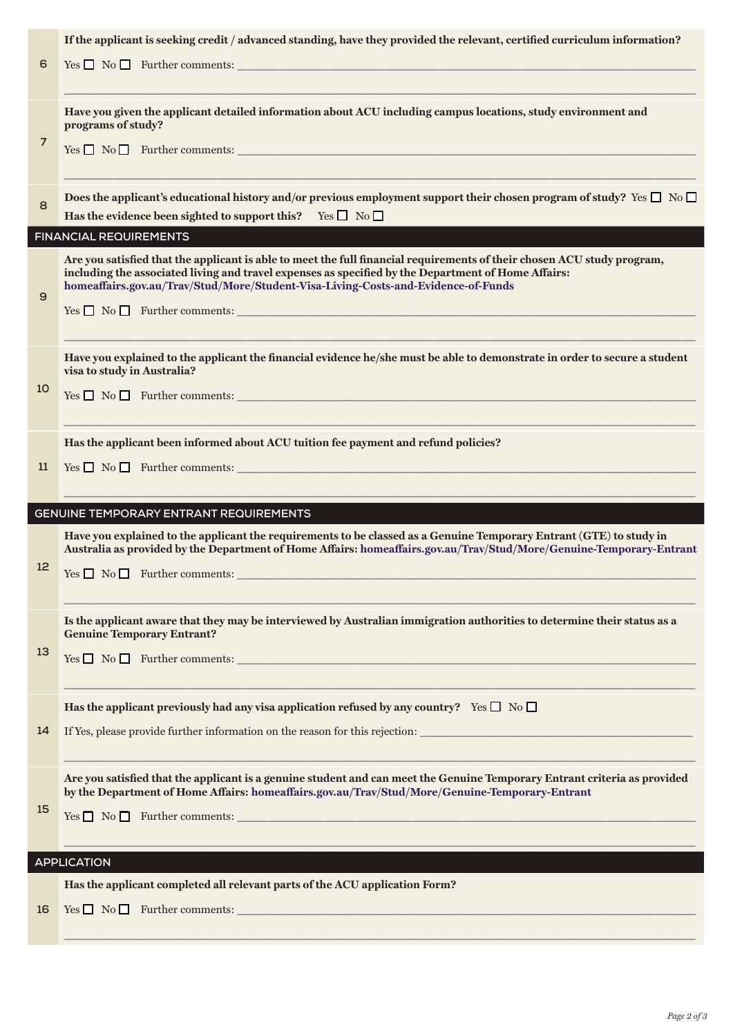**6** **If the applicant is seeking credit / advanced standing, have they provided the relevant, certified curriculum information?**

Yes ☐ No ☐ Further comments: \_\_\_\_\_\_\_\_\_\_\_\_\_\_\_\_\_\_\_\_\_\_\_\_\_\_\_\_\_\_\_\_\_\_\_\_\_\_\_\_\_\_\_\_

**7** **Have you given the applicant detailed information about ACU including campus locations, study environment and programs of study?**

Yes ☐ No ☐ Further comments: \_\_\_\_\_\_\_\_\_\_\_\_\_\_\_\_\_\_\_\_\_\_\_\_\_\_\_\_\_\_\_\_\_\_\_\_\_\_\_\_\_\_\_\_

**8** **Does the applicant's educational history and/or previous employment support their chosen program of study?** Yes ☐ No ☐

**Has the evidence been sighted to support this?** Yes ☐ No ☐

## FINANCIAL REQUIREMENTS

**9** **Are you satisfied that the applicant is able to meet the full financial requirements of their chosen ACU study program, including the associated living and travel expenses as specified by the Department of Home Affairs: homeaffairs.gov.au/Trav/Stud/More/Student-Visa-Living-Costs-and-Evidence-of-Funds**

Yes ☐ No ☐ Further comments: \_\_\_\_\_\_\_\_\_\_\_\_\_\_\_\_\_\_\_\_\_\_\_\_\_\_\_\_\_\_\_\_\_\_\_\_\_\_\_\_\_\_\_\_

**10** **Have you explained to the applicant the financial evidence he/she must be able to demonstrate in order to secure a student visa to study in Australia?**

Yes ☐ No ☐ Further comments: \_\_\_\_\_\_\_\_\_\_\_\_\_\_\_\_\_\_\_\_\_\_\_\_\_\_\_\_\_\_\_\_\_\_\_\_\_\_\_\_\_\_\_\_

**11** **Has the applicant been informed about ACU tuition fee payment and refund policies?**

Yes ☐ No ☐ Further comments: \_\_\_\_\_\_\_\_\_\_\_\_\_\_\_\_\_\_\_\_\_\_\_\_\_\_\_\_\_\_\_\_\_\_\_\_\_\_\_\_\_\_\_\_

## GENUINE TEMPORARY ENTRANT REQUIREMENTS

**12** **Have you explained to the applicant the requirements to be classed as a Genuine Temporary Entrant (GTE) to study in Australia as provided by the Department of Home Affairs: homeaffairs.gov.au/Trav/Stud/More/Genuine-Temporary-Entrant**

Yes ☐ No ☐ Further comments: \_\_\_\_\_\_\_\_\_\_\_\_\_\_\_\_\_\_\_\_\_\_\_\_\_\_\_\_\_\_\_\_\_\_\_\_\_\_\_\_\_\_\_\_

**13** **Is the applicant aware that they may be interviewed by Australian immigration authorities to determine their status as a Genuine Temporary Entrant?**

Yes ☐ No ☐ Further comments: \_\_\_\_\_\_\_\_\_\_\_\_\_\_\_\_\_\_\_\_\_\_\_\_\_\_\_\_\_\_\_\_\_\_\_\_\_\_\_\_\_\_\_\_

**14** **Has the applicant previously had any visa application refused by any country?** Yes ☐ No ☐

If Yes, please provide further information on the reason for this rejection: \_\_\_\_\_\_\_\_\_\_\_\_\_\_\_\_\_\_\_\_\_\_\_\_\_\_\_\_\_\_\_\_

**15** **Are you satisfied that the applicant is a genuine student and can meet the Genuine Temporary Entrant criteria as provided by the Department of Home Affairs: homeaffairs.gov.au/Trav/Stud/More/Genuine-Temporary-Entrant**

Yes ☐ No ☐ Further comments: \_\_\_\_\_\_\_\_\_\_\_\_\_\_\_\_\_\_\_\_\_\_\_\_\_\_\_\_\_\_\_\_\_\_\_\_\_\_\_\_\_\_\_\_

## APPLICATION

**16** **Has the applicant completed all relevant parts of the ACU application Form?**

Yes ☐ No ☐ Further comments: \_\_\_\_\_\_\_\_\_\_\_\_\_\_\_\_\_\_\_\_\_\_\_\_\_\_\_\_\_\_\_\_\_\_\_\_\_\_\_\_\_\_\_\_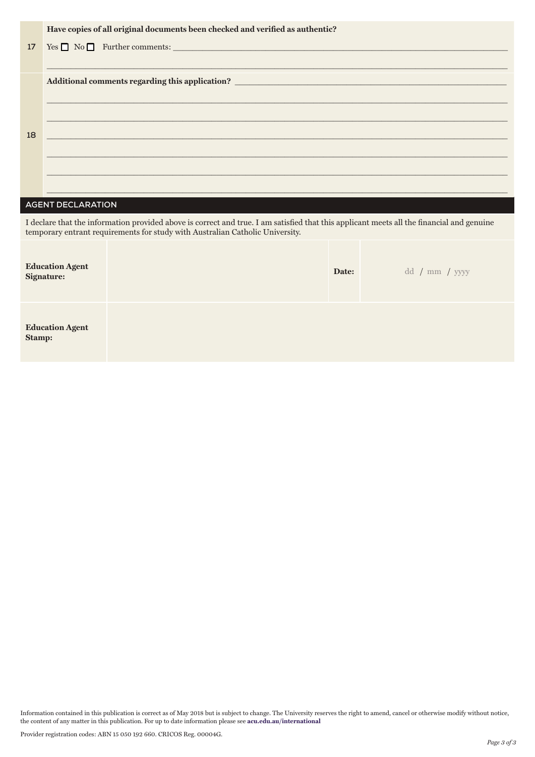| | |
|---|---|
| 17 | **Have copies of all original documents been checked and verified as authentic?**<br>Yes ☐ No ☐ Further comments: ________________________________________ |
| 18 | **Additional comments regarding this application?** ________________________________________ |

## AGENT DECLARATION

I declare that the information provided above is correct and true. I am satisfied that this applicant meets all the financial and genuine temporary entrant requirements for study with Australian Catholic University.

| | | | |
|---|---|---|---|
| **Education Agent Signature:** | | **Date:** | dd / mm / yyyy |
| **Education Agent Stamp:** | | | |

Information contained in this publication is correct as of May 2018 but is subject to change. The University reserves the right to amend, cancel or otherwise modify without notice, the content of any matter in this publication. For up to date information please see **acu.edu.au/international**

Provider registration codes: ABN 15 050 192 660. CRICOS Reg. 00004G.